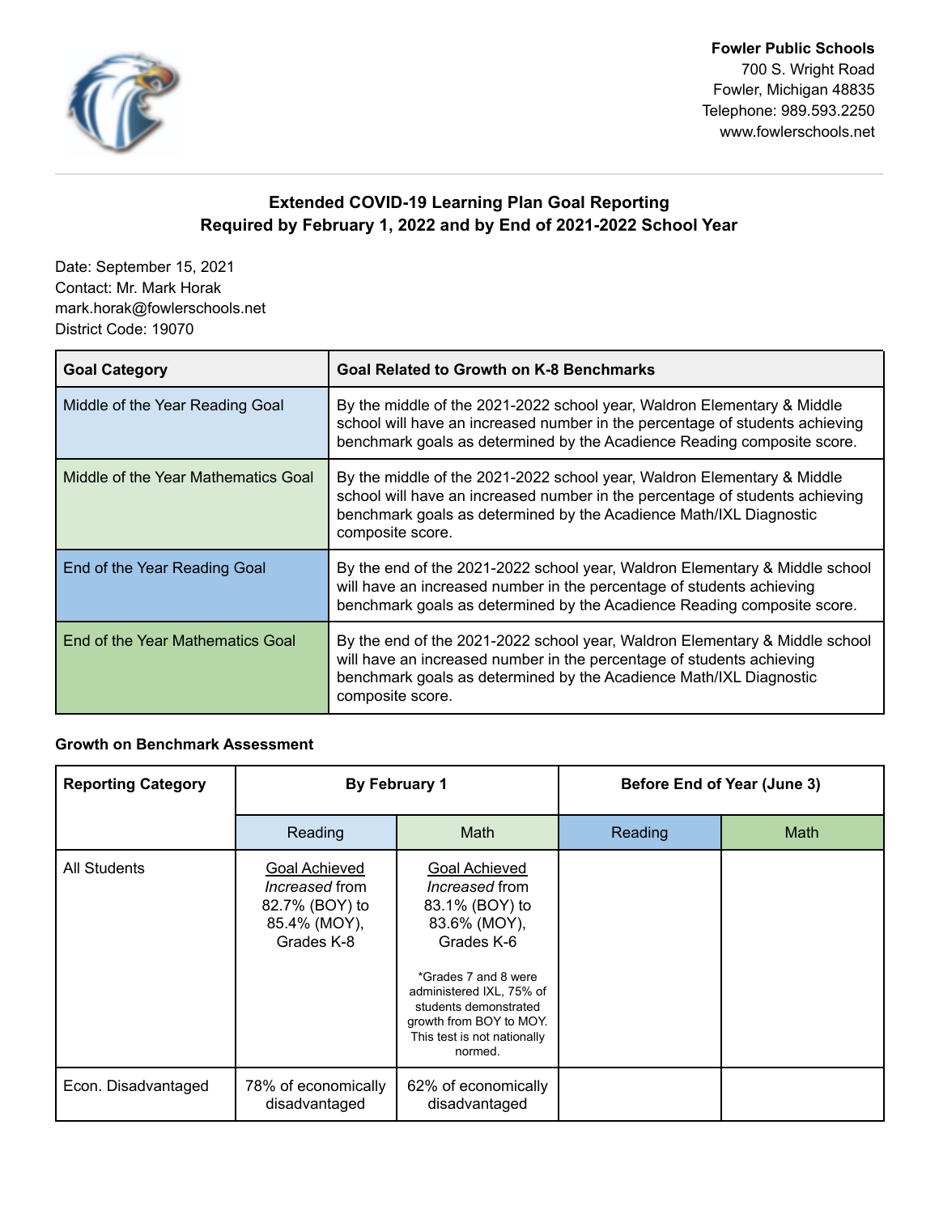**Fowler Public Schools**
700 S. Wright Road
Fowler, Michigan 48835
Telephone: 989.593.2250
www.fowlerschools.net

## Extended COVID-19 Learning Plan Goal Reporting
## Required by February 1, 2022 and by End of 2021-2022 School Year

Date: September 15, 2021
Contact: Mr. Mark Horak
mark.horak@fowlerschools.net
District Code: 19070

| Goal Category | Goal Related to Growth on K-8 Benchmarks |
|---|---|
| Middle of the Year Reading Goal | By the middle of the 2021-2022 school year, Waldron Elementary & Middle school will have an increased number in the percentage of students achieving benchmark goals as determined by the Acadience Reading composite score. |
| Middle of the Year Mathematics Goal | By the middle of the 2021-2022 school year, Waldron Elementary & Middle school will have an increased number in the percentage of students achieving benchmark goals as determined by the Acadience Math/IXL Diagnostic composite score. |
| End of the Year Reading Goal | By the end of the 2021-2022 school year, Waldron Elementary & Middle school will have an increased number in the percentage of students achieving benchmark goals as determined by the Acadience Reading composite score. |
| End of the Year Mathematics Goal | By the end of the 2021-2022 school year, Waldron Elementary & Middle school will have an increased number in the percentage of students achieving benchmark goals as determined by the Acadience Math/IXL Diagnostic composite score. |

**Growth on Benchmark Assessment**

| Reporting Category | By February 1 | | Before End of Year (June 3) | |
|---|---|---|---|---|
| | Reading | Math | Reading | Math |
| All Students | Goal Achieved *Increased* from 82.7% (BOY) to 85.4% (MOY), Grades K-8 | Goal Achieved *Increased* from 83.1% (BOY) to 83.6% (MOY), Grades K-6 *Grades 7 and 8 were administered IXL, 75% of students demonstrated growth from BOY to MOY. This test is not nationally normed. | | |
| Econ. Disadvantaged | 78% of economically disadvantaged | 62% of economically disadvantaged | | |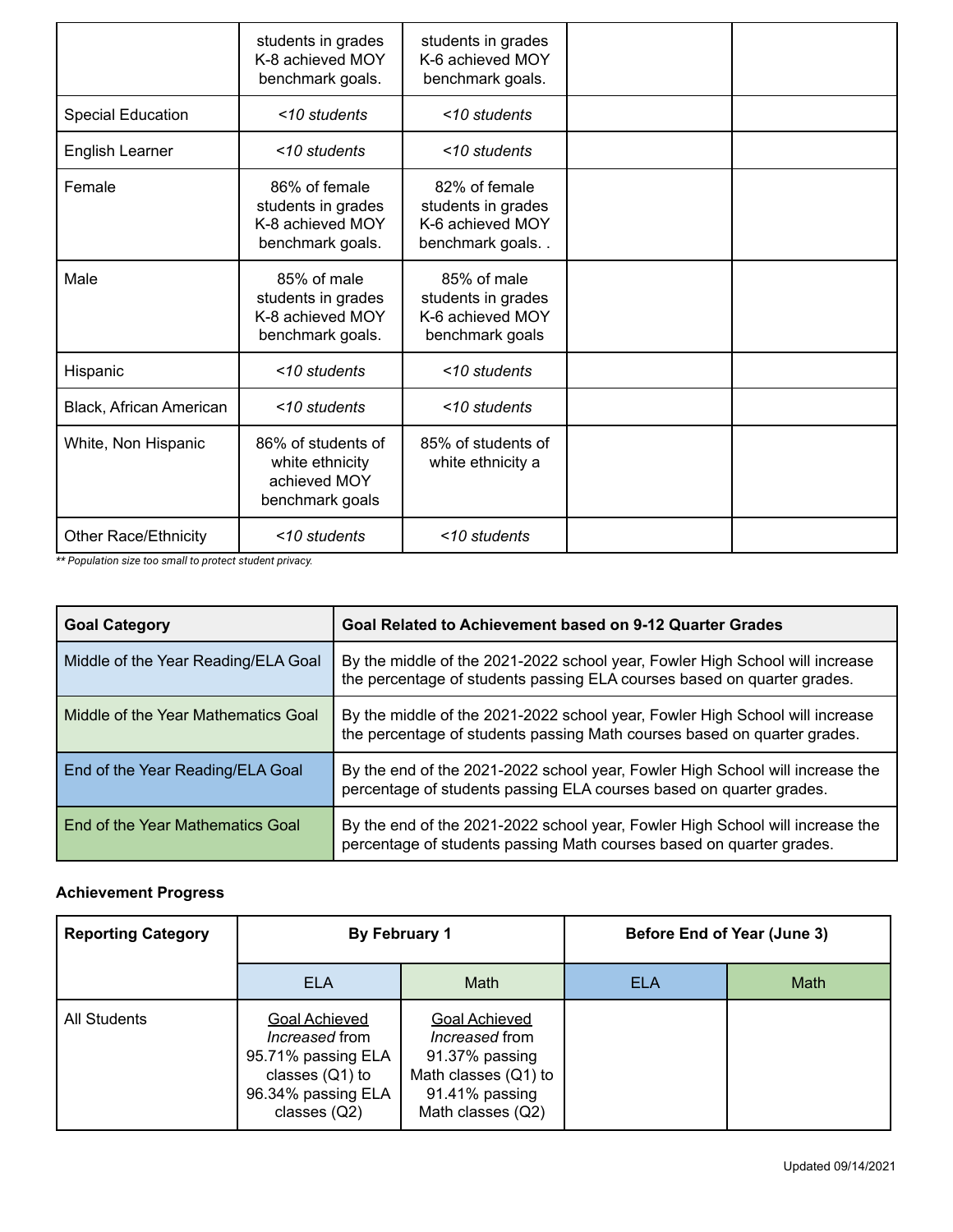| | | | | |
|---|---|---|---|---|
| | students in grades K-8 achieved MOY benchmark goals. | students in grades K-6 achieved MOY benchmark goals. | | |
| Special Education | *<10 students* | *<10 students* | | |
| English Learner | *<10 students* | *<10 students* | | |
| Female | 86% of female students in grades K-8 achieved MOY benchmark goals. | 82% of female students in grades K-6 achieved MOY benchmark goals. . | | |
| Male | 85% of male students in grades K-8 achieved MOY benchmark goals. | 85% of male students in grades K-6 achieved MOY benchmark goals | | |
| Hispanic | *<10 students* | *<10 students* | | |
| Black, African American | *<10 students* | *<10 students* | | |
| White, Non Hispanic | 86% of students of white ethnicity achieved MOY benchmark goals | 85% of students of white ethnicity a | | |
| Other Race/Ethnicity | *<10 students* | *<10 students* | | |

*** Population size too small to protect student privacy.*

| Goal Category | Goal Related to Achievement based on 9-12 Quarter Grades |
|---|---|
| Middle of the Year Reading/ELA Goal | By the middle of the 2021-2022 school year, Fowler High School will increase the percentage of students passing ELA courses based on quarter grades. |
| Middle of the Year Mathematics Goal | By the middle of the 2021-2022 school year, Fowler High School will increase the percentage of students passing Math courses based on quarter grades. |
| End of the Year Reading/ELA Goal | By the end of the 2021-2022 school year, Fowler High School will increase the percentage of students passing ELA courses based on quarter grades. |
| End of the Year Mathematics Goal | By the end of the 2021-2022 school year, Fowler High School will increase the percentage of students passing Math courses based on quarter grades. |

**Achievement Progress**

| Reporting Category | By February 1 | | Before End of Year (June 3) | |
|---|---|---|---|---|
| | ELA | Math | ELA | Math |
| All Students | Goal Achieved *Increased* from 95.71% passing ELA classes (Q1) to 96.34% passing ELA classes (Q2) | Goal Achieved *Increased* from 91.37% passing Math classes (Q1) to 91.41% passing Math classes (Q2) | | |

Updated 09/14/2021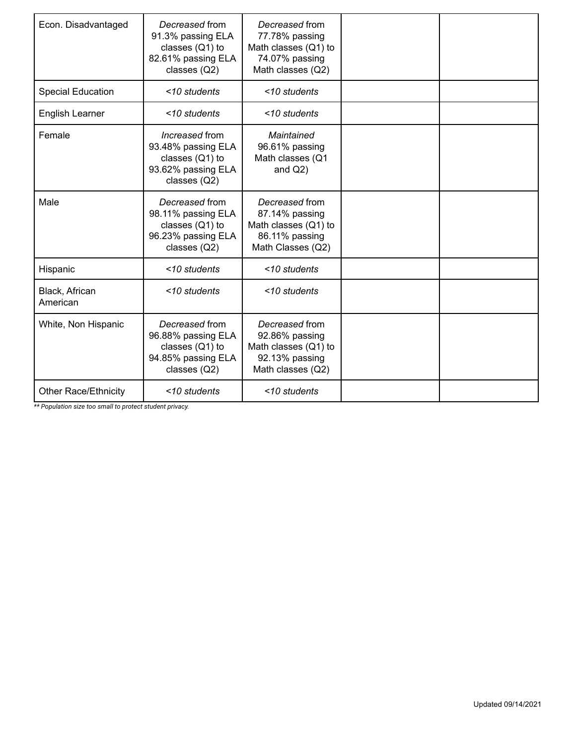| | | | | |
|---|---|---|---|---|
| Econ. Disadvantaged | *Decreased* from 91.3% passing ELA classes (Q1) to 82.61% passing ELA classes (Q2) | *Decreased* from 77.78% passing Math classes (Q1) to 74.07% passing Math classes (Q2) | | |
| Special Education | *<10 students* | *<10 students* | | |
| English Learner | *<10 students* | *<10 students* | | |
| Female | *Increased* from 93.48% passing ELA classes (Q1) to 93.62% passing ELA classes (Q2) | *Maintained* 96.61% passing Math classes (Q1 and Q2) | | |
| Male | *Decreased* from 98.11% passing ELA classes (Q1) to 96.23% passing ELA classes (Q2) | *Decreased* from 87.14% passing Math classes (Q1) to 86.11% passing Math Classes (Q2) | | |
| Hispanic | *<10 students* | *<10 students* | | |
| Black, African American | *<10 students* | *<10 students* | | |
| White, Non Hispanic | *Decreased* from 96.88% passing ELA classes (Q1) to 94.85% passing ELA classes (Q2) | *Decreased* from 92.86% passing Math classes (Q1) to 92.13% passing Math classes (Q2) | | |
| Other Race/Ethnicity | *<10 students* | *<10 students* | | |

*** Population size too small to protect student privacy.*

Updated 09/14/2021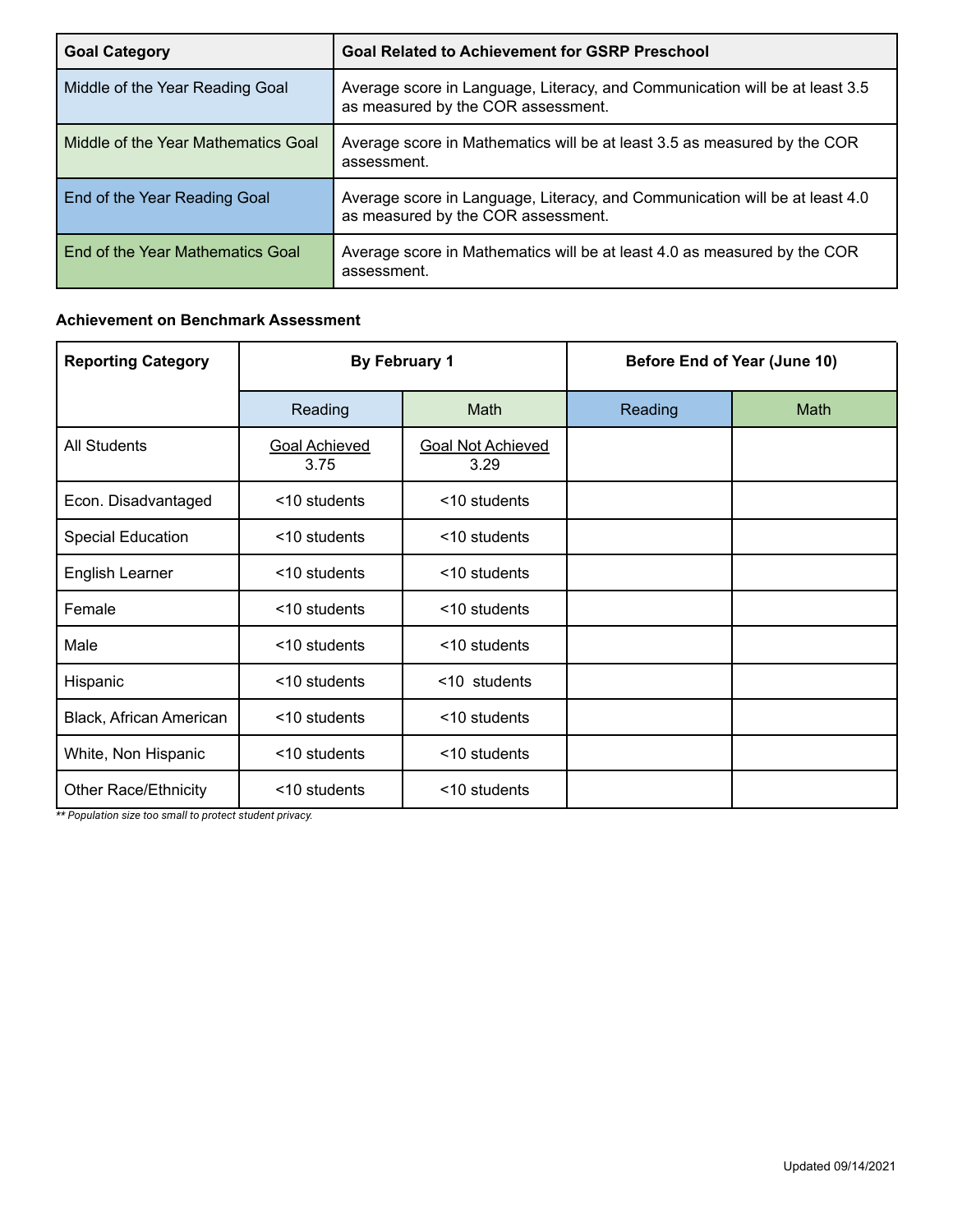| Goal Category | Goal Related to Achievement for GSRP Preschool |
|---|---|
| Middle of the Year Reading Goal | Average score in Language, Literacy, and Communication will be at least 3.5 as measured by the COR assessment. |
| Middle of the Year Mathematics Goal | Average score in Mathematics will be at least 3.5 as measured by the COR assessment. |
| End of the Year Reading Goal | Average score in Language, Literacy, and Communication will be at least 4.0 as measured by the COR assessment. |
| End of the Year Mathematics Goal | Average score in Mathematics will be at least 4.0 as measured by the COR assessment. |

**Achievement on Benchmark Assessment**

| Reporting Category | By February 1 | | Before End of Year (June 10) | |
|---|---|---|---|---|
| | Reading | Math | Reading | Math |
| All Students | Goal Achieved 3.75 | Goal Not Achieved 3.29 | | |
| Econ. Disadvantaged | <10 students | <10 students | | |
| Special Education | <10 students | <10 students | | |
| English Learner | <10 students | <10 students | | |
| Female | <10 students | <10 students | | |
| Male | <10 students | <10 students | | |
| Hispanic | <10 students | <10 students | | |
| Black, African American | <10 students | <10 students | | |
| White, Non Hispanic | <10 students | <10 students | | |
| Other Race/Ethnicity | <10 students | <10 students | | |

*** Population size too small to protect student privacy.*

Updated 09/14/2021